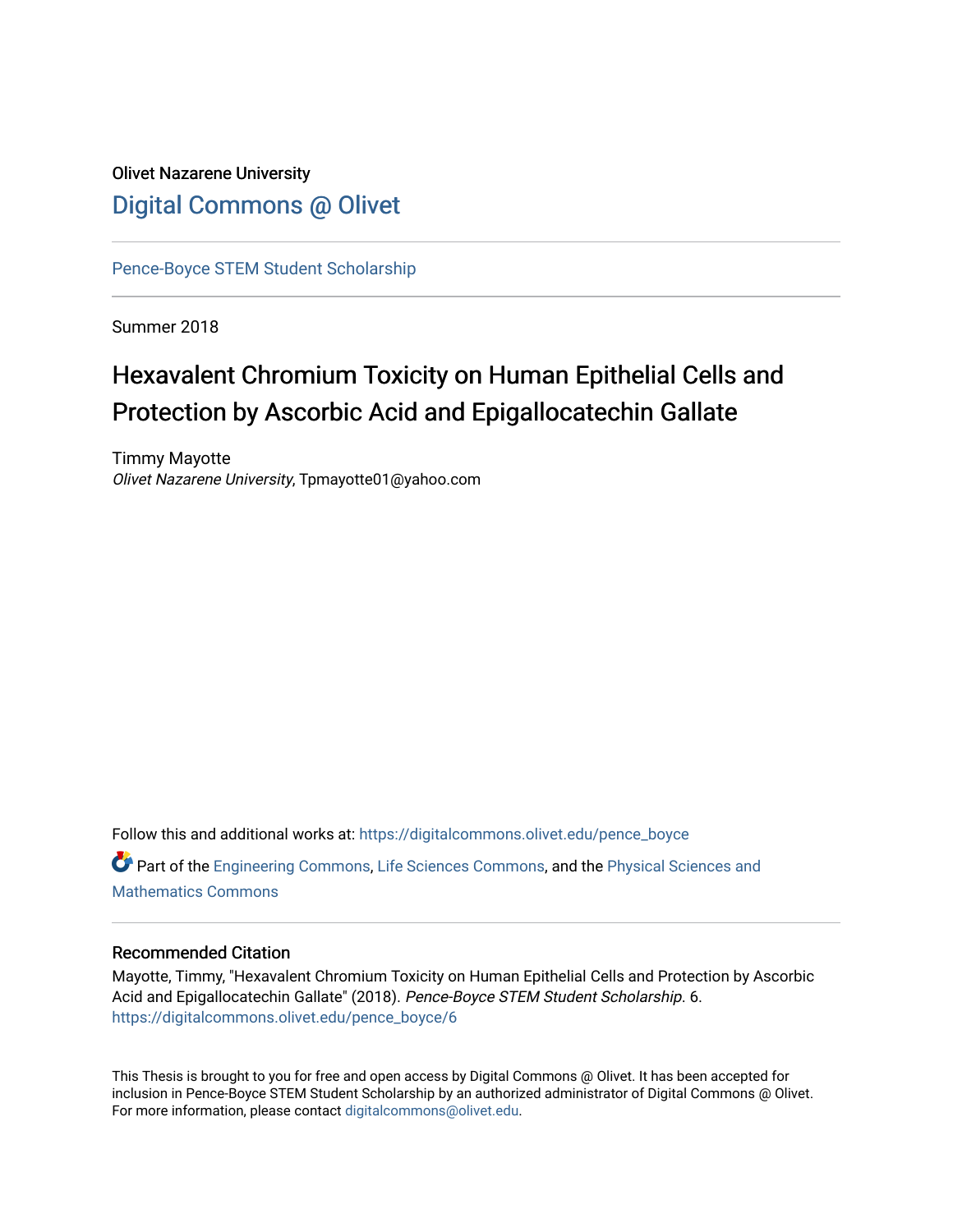Olivet Nazarene University

# Digital Commons @ Olivet

Pence-Boyce STEM Student Scholarship

Summer 2018

# Hexavalent Chromium Toxicity on Human Epithelial Cells and Protection by Ascorbic Acid and Epigallocatechin Gallate

Timmy Mayotte
*Olivet Nazarene University*, Tpmayotte01@yahoo.com

Follow this and additional works at: https://digitalcommons.olivet.edu/pence_boyce

Part of the Engineering Commons, Life Sciences Commons, and the Physical Sciences and Mathematics Commons

## Recommended Citation

Mayotte, Timmy, "Hexavalent Chromium Toxicity on Human Epithelial Cells and Protection by Ascorbic Acid and Epigallocatechin Gallate" (2018). *Pence-Boyce STEM Student Scholarship*. 6.
https://digitalcommons.olivet.edu/pence_boyce/6

This Thesis is brought to you for free and open access by Digital Commons @ Olivet. It has been accepted for inclusion in Pence-Boyce STEM Student Scholarship by an authorized administrator of Digital Commons @ Olivet. For more information, please contact digitalcommons@olivet.edu.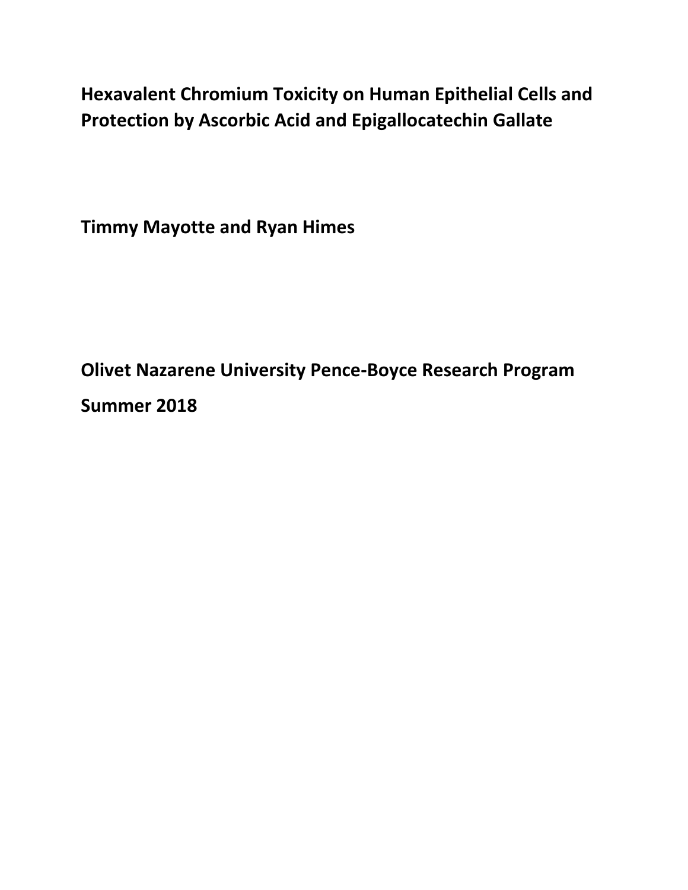# Hexavalent Chromium Toxicity on Human Epithelial Cells and Protection by Ascorbic Acid and Epigallocatechin Gallate

**Timmy Mayotte and Ryan Himes**

**Olivet Nazarene University Pence-Boyce Research Program**

**Summer 2018**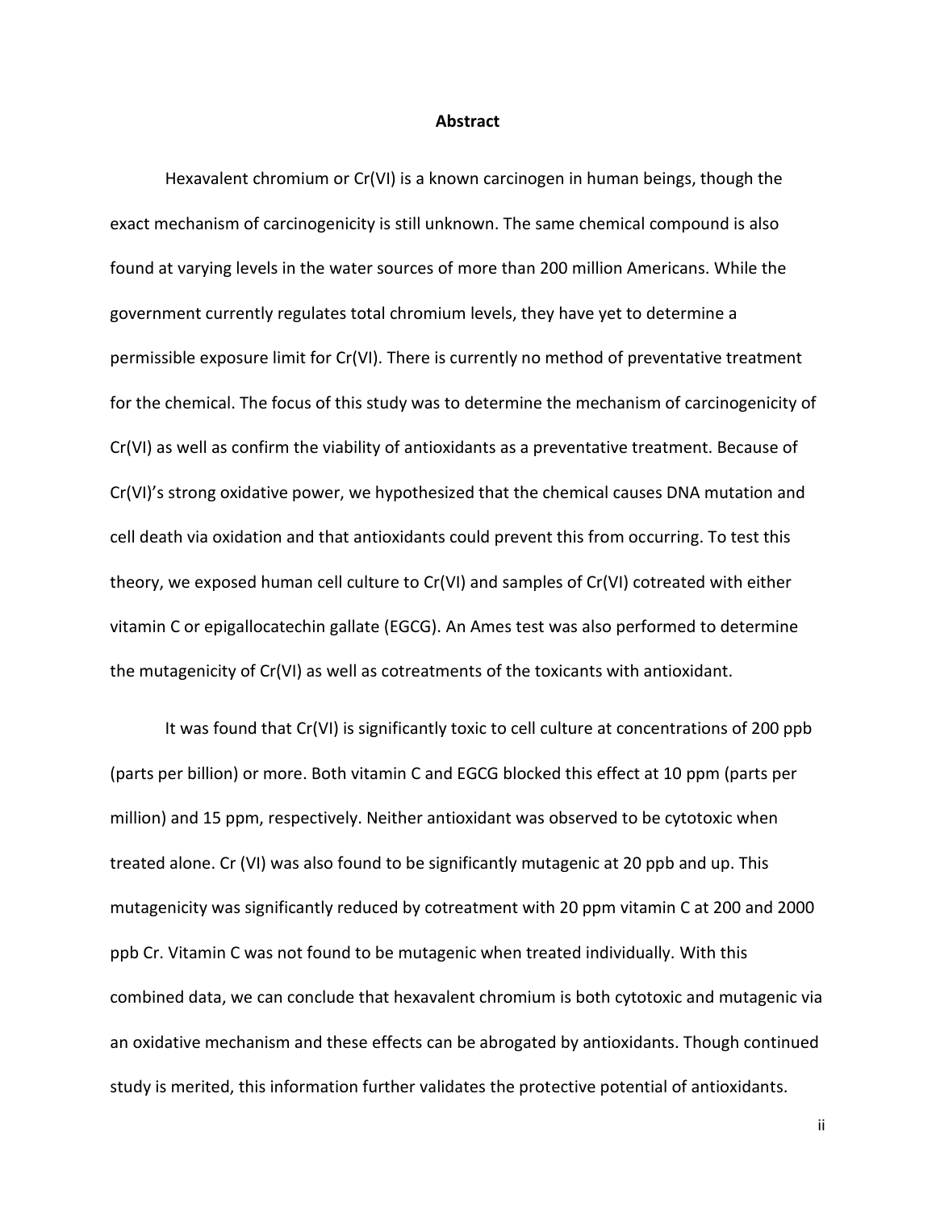# Abstract

Hexavalent chromium or Cr(VI) is a known carcinogen in human beings, though the exact mechanism of carcinogenicity is still unknown. The same chemical compound is also found at varying levels in the water sources of more than 200 million Americans. While the government currently regulates total chromium levels, they have yet to determine a permissible exposure limit for Cr(VI). There is currently no method of preventative treatment for the chemical. The focus of this study was to determine the mechanism of carcinogenicity of Cr(VI) as well as confirm the viability of antioxidants as a preventative treatment. Because of Cr(VI)'s strong oxidative power, we hypothesized that the chemical causes DNA mutation and cell death via oxidation and that antioxidants could prevent this from occurring. To test this theory, we exposed human cell culture to Cr(VI) and samples of Cr(VI) cotreated with either vitamin C or epigallocatechin gallate (EGCG). An Ames test was also performed to determine the mutagenicity of Cr(VI) as well as cotreatments of the toxicants with antioxidant.

It was found that Cr(VI) is significantly toxic to cell culture at concentrations of 200 ppb (parts per billion) or more. Both vitamin C and EGCG blocked this effect at 10 ppm (parts per million) and 15 ppm, respectively. Neither antioxidant was observed to be cytotoxic when treated alone. Cr (VI) was also found to be significantly mutagenic at 20 ppb and up. This mutagenicity was significantly reduced by cotreatment with 20 ppm vitamin C at 200 and 2000 ppb Cr. Vitamin C was not found to be mutagenic when treated individually. With this combined data, we can conclude that hexavalent chromium is both cytotoxic and mutagenic via an oxidative mechanism and these effects can be abrogated by antioxidants. Though continued study is merited, this information further validates the protective potential of antioxidants.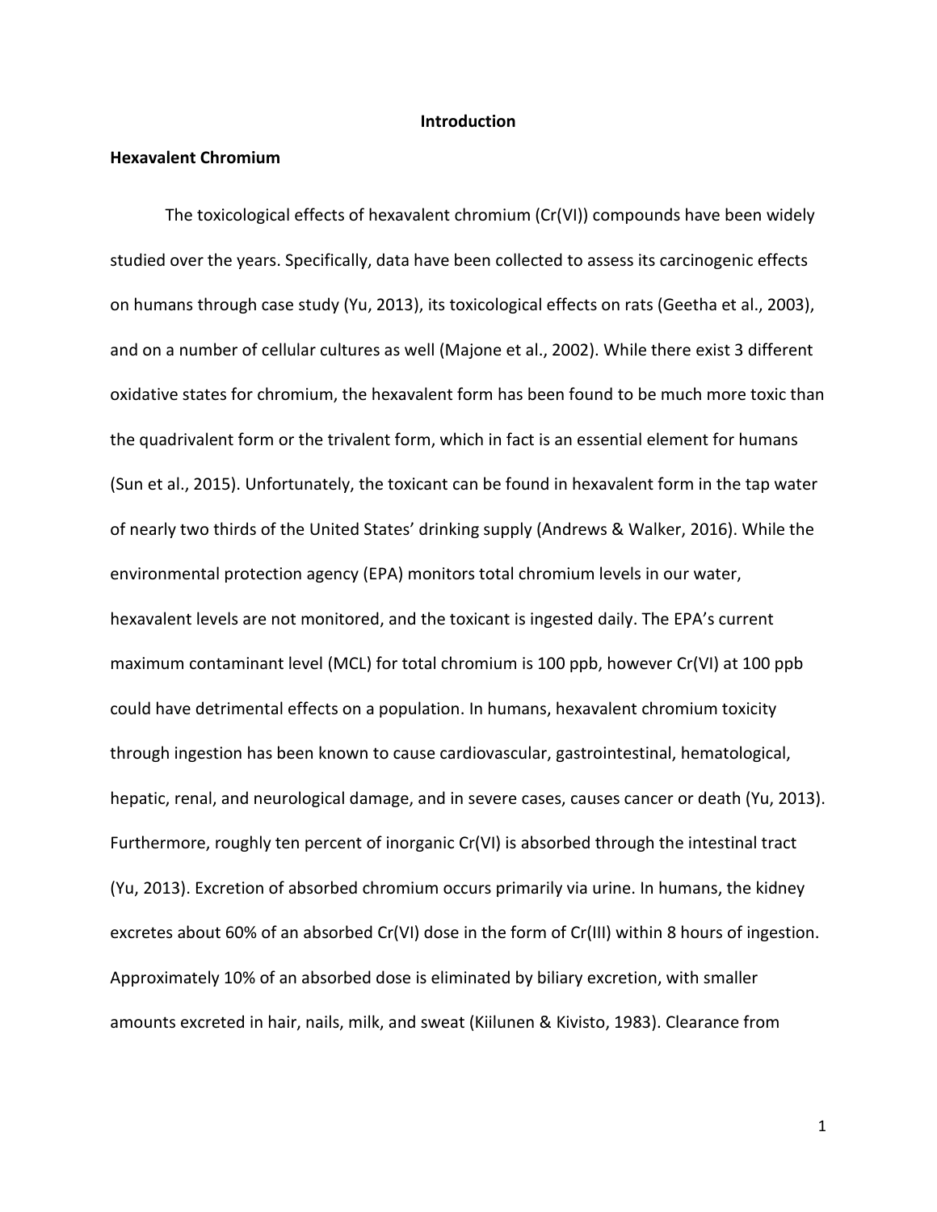# Introduction

## Hexavalent Chromium

The toxicological effects of hexavalent chromium (Cr(VI)) compounds have been widely studied over the years. Specifically, data have been collected to assess its carcinogenic effects on humans through case study (Yu, 2013), its toxicological effects on rats (Geetha et al., 2003), and on a number of cellular cultures as well (Majone et al., 2002). While there exist 3 different oxidative states for chromium, the hexavalent form has been found to be much more toxic than the quadrivalent form or the trivalent form, which in fact is an essential element for humans (Sun et al., 2015). Unfortunately, the toxicant can be found in hexavalent form in the tap water of nearly two thirds of the United States' drinking supply (Andrews & Walker, 2016). While the environmental protection agency (EPA) monitors total chromium levels in our water, hexavalent levels are not monitored, and the toxicant is ingested daily. The EPA's current maximum contaminant level (MCL) for total chromium is 100 ppb, however Cr(VI) at 100 ppb could have detrimental effects on a population. In humans, hexavalent chromium toxicity through ingestion has been known to cause cardiovascular, gastrointestinal, hematological, hepatic, renal, and neurological damage, and in severe cases, causes cancer or death (Yu, 2013). Furthermore, roughly ten percent of inorganic Cr(VI) is absorbed through the intestinal tract (Yu, 2013). Excretion of absorbed chromium occurs primarily via urine. In humans, the kidney excretes about 60% of an absorbed Cr(VI) dose in the form of Cr(III) within 8 hours of ingestion. Approximately 10% of an absorbed dose is eliminated by biliary excretion, with smaller amounts excreted in hair, nails, milk, and sweat (Kiilunen & Kivisto, 1983). Clearance from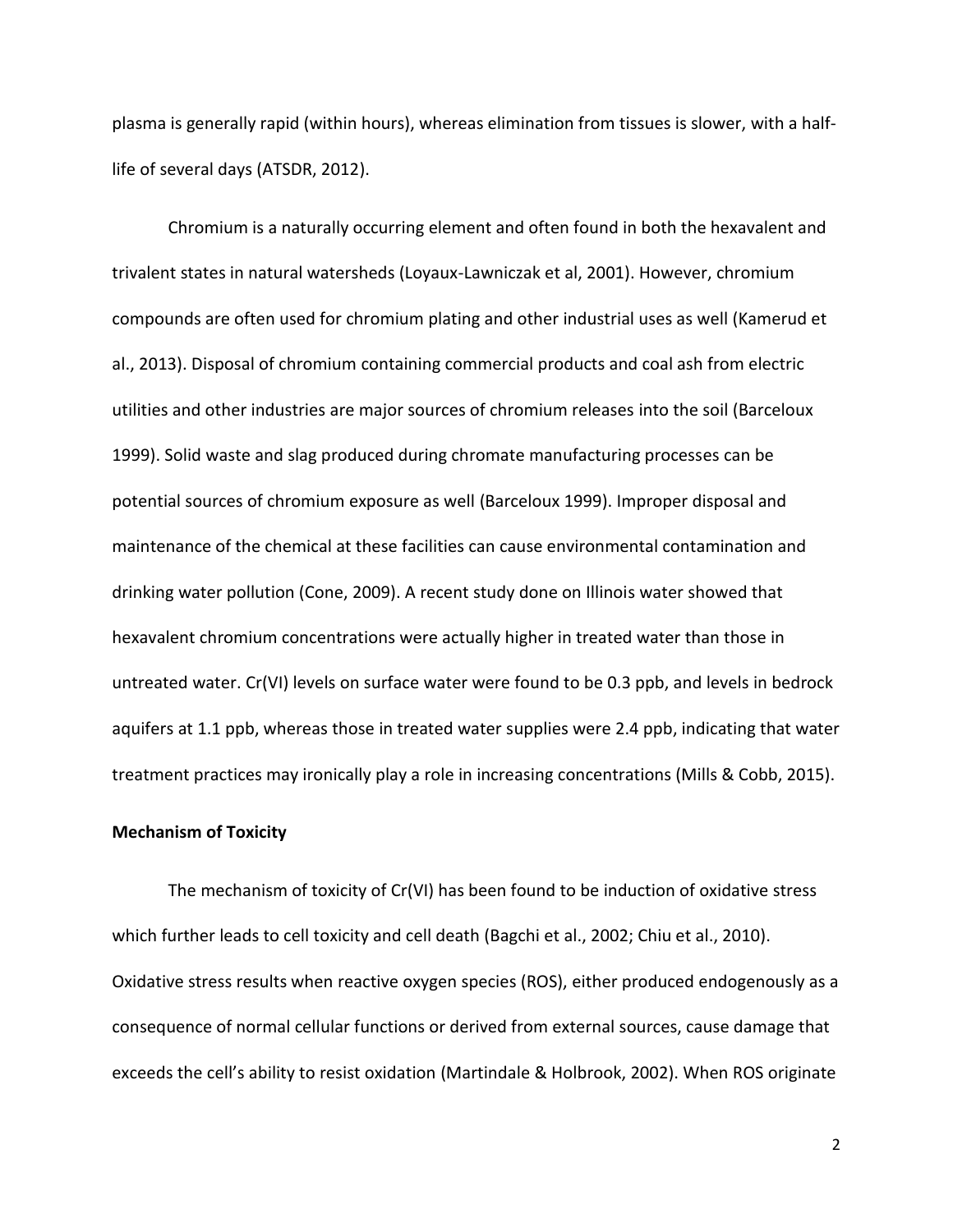plasma is generally rapid (within hours), whereas elimination from tissues is slower, with a half-life of several days (ATSDR, 2012).

Chromium is a naturally occurring element and often found in both the hexavalent and trivalent states in natural watersheds (Loyaux-Lawniczak et al, 2001). However, chromium compounds are often used for chromium plating and other industrial uses as well (Kamerud et al., 2013). Disposal of chromium containing commercial products and coal ash from electric utilities and other industries are major sources of chromium releases into the soil (Barceloux 1999). Solid waste and slag produced during chromate manufacturing processes can be potential sources of chromium exposure as well (Barceloux 1999). Improper disposal and maintenance of the chemical at these facilities can cause environmental contamination and drinking water pollution (Cone, 2009). A recent study done on Illinois water showed that hexavalent chromium concentrations were actually higher in treated water than those in untreated water. Cr(VI) levels on surface water were found to be 0.3 ppb, and levels in bedrock aquifers at 1.1 ppb, whereas those in treated water supplies were 2.4 ppb, indicating that water treatment practices may ironically play a role in increasing concentrations (Mills & Cobb, 2015).

**Mechanism of Toxicity**

The mechanism of toxicity of Cr(VI) has been found to be induction of oxidative stress which further leads to cell toxicity and cell death (Bagchi et al., 2002; Chiu et al., 2010). Oxidative stress results when reactive oxygen species (ROS), either produced endogenously as a consequence of normal cellular functions or derived from external sources, cause damage that exceeds the cell's ability to resist oxidation (Martindale & Holbrook, 2002). When ROS originate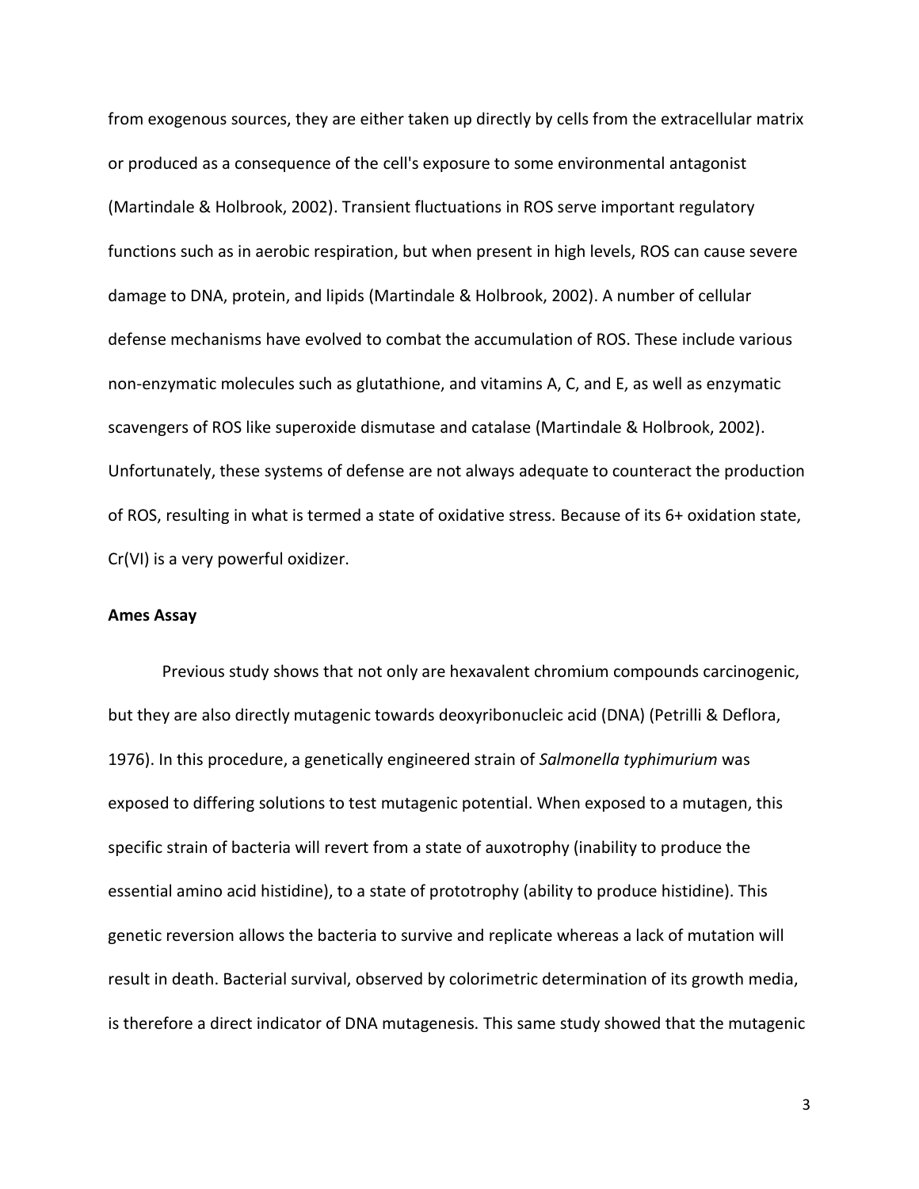from exogenous sources, they are either taken up directly by cells from the extracellular matrix or produced as a consequence of the cell's exposure to some environmental antagonist (Martindale & Holbrook, 2002). Transient fluctuations in ROS serve important regulatory functions such as in aerobic respiration, but when present in high levels, ROS can cause severe damage to DNA, protein, and lipids (Martindale & Holbrook, 2002). A number of cellular defense mechanisms have evolved to combat the accumulation of ROS. These include various non-enzymatic molecules such as glutathione, and vitamins A, C, and E, as well as enzymatic scavengers of ROS like superoxide dismutase and catalase (Martindale & Holbrook, 2002). Unfortunately, these systems of defense are not always adequate to counteract the production of ROS, resulting in what is termed a state of oxidative stress. Because of its 6+ oxidation state, Cr(VI) is a very powerful oxidizer.

**Ames Assay**

Previous study shows that not only are hexavalent chromium compounds carcinogenic, but they are also directly mutagenic towards deoxyribonucleic acid (DNA) (Petrilli & Deflora, 1976). In this procedure, a genetically engineered strain of *Salmonella typhimurium* was exposed to differing solutions to test mutagenic potential. When exposed to a mutagen, this specific strain of bacteria will revert from a state of auxotrophy (inability to produce the essential amino acid histidine), to a state of prototrophy (ability to produce histidine). This genetic reversion allows the bacteria to survive and replicate whereas a lack of mutation will result in death. Bacterial survival, observed by colorimetric determination of its growth media, is therefore a direct indicator of DNA mutagenesis. This same study showed that the mutagenic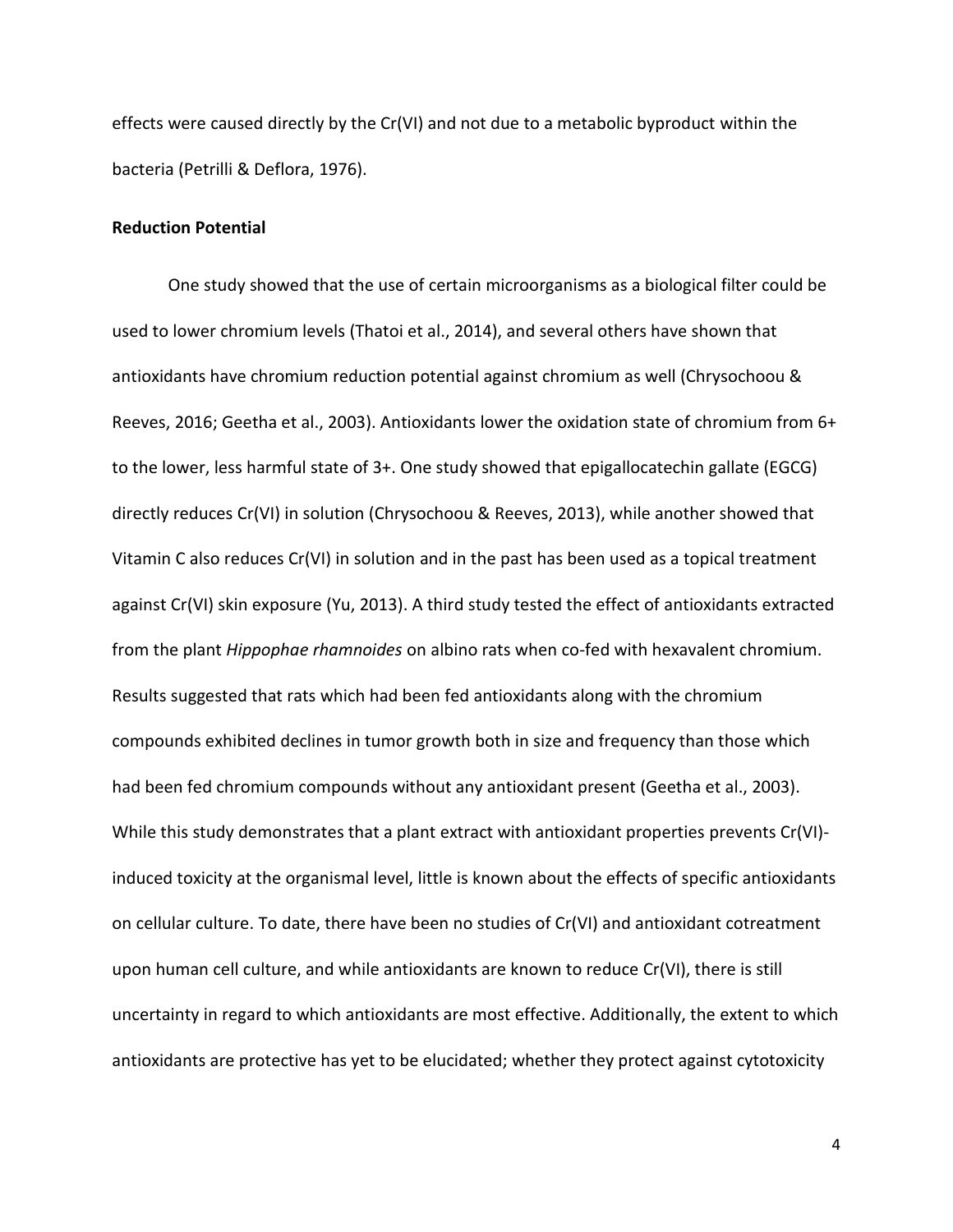effects were caused directly by the Cr(VI) and not due to a metabolic byproduct within the bacteria (Petrilli & Deflora, 1976).

**Reduction Potential**

One study showed that the use of certain microorganisms as a biological filter could be used to lower chromium levels (Thatoi et al., 2014), and several others have shown that antioxidants have chromium reduction potential against chromium as well (Chrysochoou & Reeves, 2016; Geetha et al., 2003). Antioxidants lower the oxidation state of chromium from 6+ to the lower, less harmful state of 3+. One study showed that epigallocatechin gallate (EGCG) directly reduces Cr(VI) in solution (Chrysochoou & Reeves, 2013), while another showed that Vitamin C also reduces Cr(VI) in solution and in the past has been used as a topical treatment against Cr(VI) skin exposure (Yu, 2013). A third study tested the effect of antioxidants extracted from the plant *Hippophae rhamnoides* on albino rats when co-fed with hexavalent chromium. Results suggested that rats which had been fed antioxidants along with the chromium compounds exhibited declines in tumor growth both in size and frequency than those which had been fed chromium compounds without any antioxidant present (Geetha et al., 2003). While this study demonstrates that a plant extract with antioxidant properties prevents Cr(VI)-induced toxicity at the organismal level, little is known about the effects of specific antioxidants on cellular culture. To date, there have been no studies of Cr(VI) and antioxidant cotreatment upon human cell culture, and while antioxidants are known to reduce Cr(VI), there is still uncertainty in regard to which antioxidants are most effective. Additionally, the extent to which antioxidants are protective has yet to be elucidated; whether they protect against cytotoxicity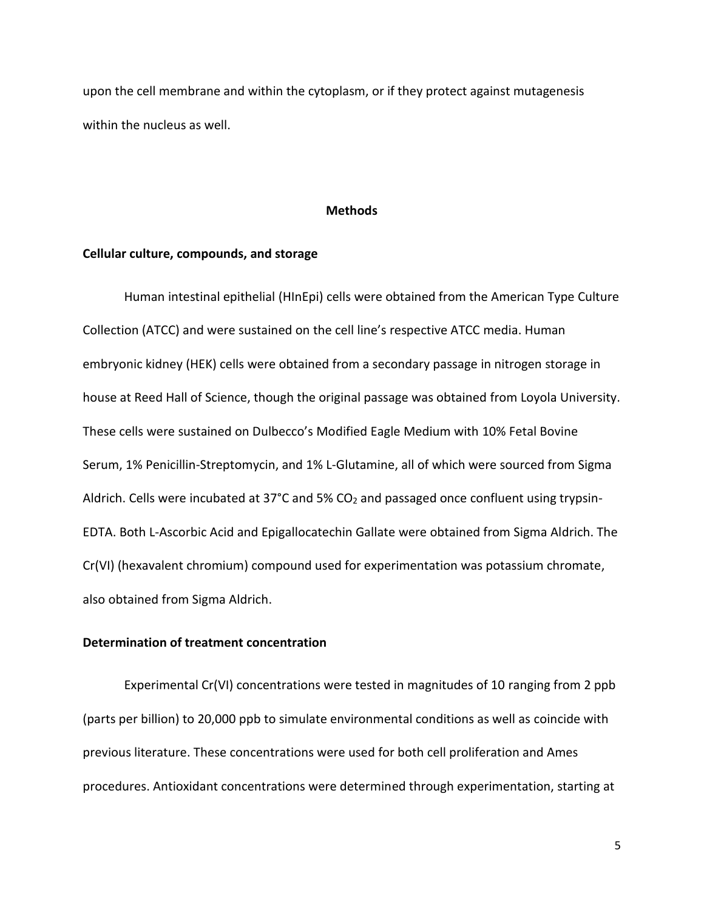upon the cell membrane and within the cytoplasm, or if they protect against mutagenesis within the nucleus as well.

## Methods

### Cellular culture, compounds, and storage

Human intestinal epithelial (HInEpi) cells were obtained from the American Type Culture Collection (ATCC) and were sustained on the cell line's respective ATCC media. Human embryonic kidney (HEK) cells were obtained from a secondary passage in nitrogen storage in house at Reed Hall of Science, though the original passage was obtained from Loyola University. These cells were sustained on Dulbecco's Modified Eagle Medium with 10% Fetal Bovine Serum, 1% Penicillin-Streptomycin, and 1% L-Glutamine, all of which were sourced from Sigma Aldrich. Cells were incubated at 37°C and 5% $CO_2$ and passaged once confluent using trypsin-EDTA. Both L-Ascorbic Acid and Epigallocatechin Gallate were obtained from Sigma Aldrich. The Cr(VI) (hexavalent chromium) compound used for experimentation was potassium chromate, also obtained from Sigma Aldrich.

### Determination of treatment concentration

Experimental Cr(VI) concentrations were tested in magnitudes of 10 ranging from 2 ppb (parts per billion) to 20,000 ppb to simulate environmental conditions as well as coincide with previous literature. These concentrations were used for both cell proliferation and Ames procedures. Antioxidant concentrations were determined through experimentation, starting at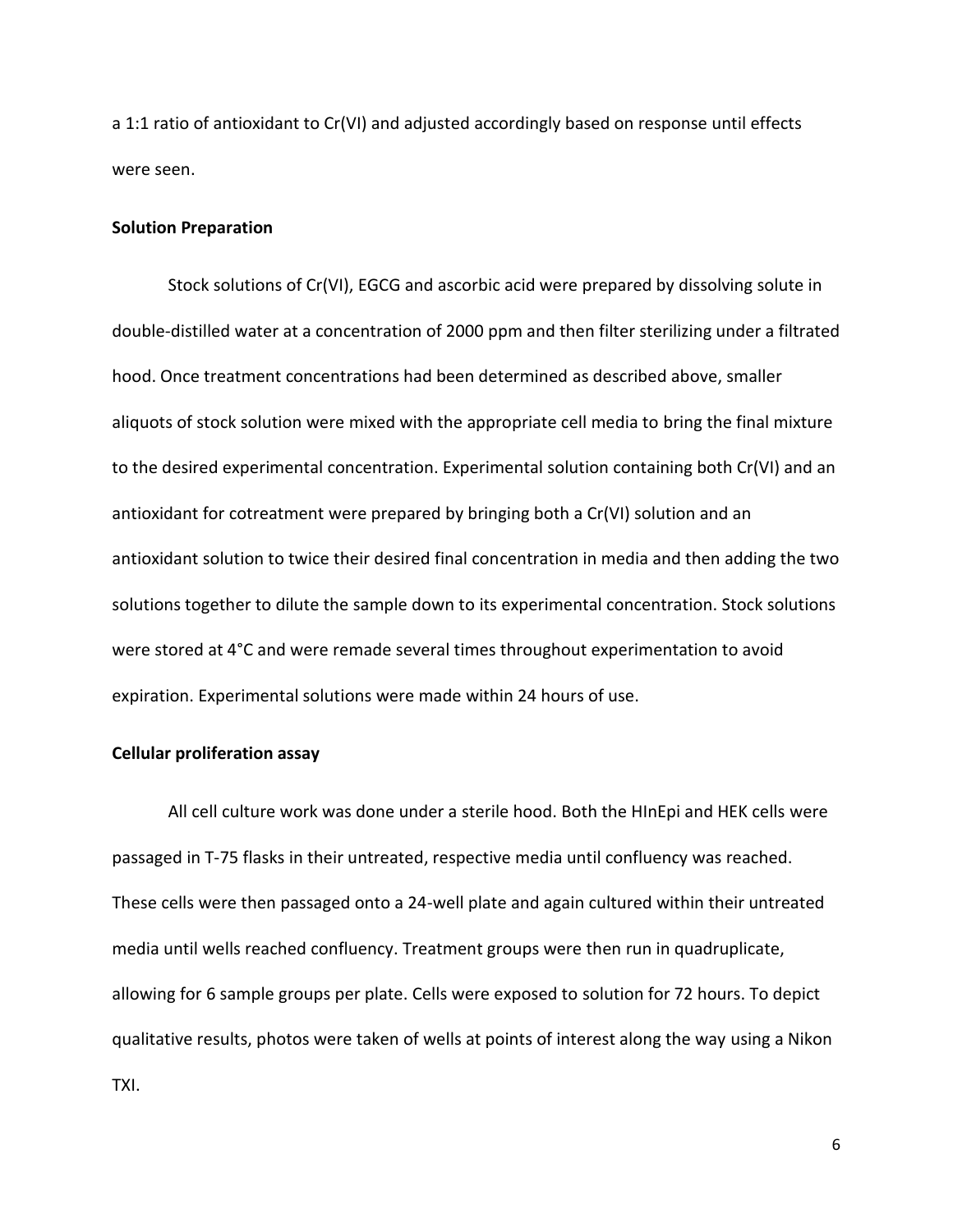a 1:1 ratio of antioxidant to Cr(VI) and adjusted accordingly based on response until effects were seen.

**Solution Preparation**

Stock solutions of Cr(VI), EGCG and ascorbic acid were prepared by dissolving solute in double-distilled water at a concentration of 2000 ppm and then filter sterilizing under a filtrated hood. Once treatment concentrations had been determined as described above, smaller aliquots of stock solution were mixed with the appropriate cell media to bring the final mixture to the desired experimental concentration. Experimental solution containing both Cr(VI) and an antioxidant for cotreatment were prepared by bringing both a Cr(VI) solution and an antioxidant solution to twice their desired final concentration in media and then adding the two solutions together to dilute the sample down to its experimental concentration. Stock solutions were stored at 4°C and were remade several times throughout experimentation to avoid expiration. Experimental solutions were made within 24 hours of use.

**Cellular proliferation assay**

All cell culture work was done under a sterile hood. Both the HInEpi and HEK cells were passaged in T-75 flasks in their untreated, respective media until confluency was reached. These cells were then passaged onto a 24-well plate and again cultured within their untreated media until wells reached confluency. Treatment groups were then run in quadruplicate, allowing for 6 sample groups per plate. Cells were exposed to solution for 72 hours. To depict qualitative results, photos were taken of wells at points of interest along the way using a Nikon TXI.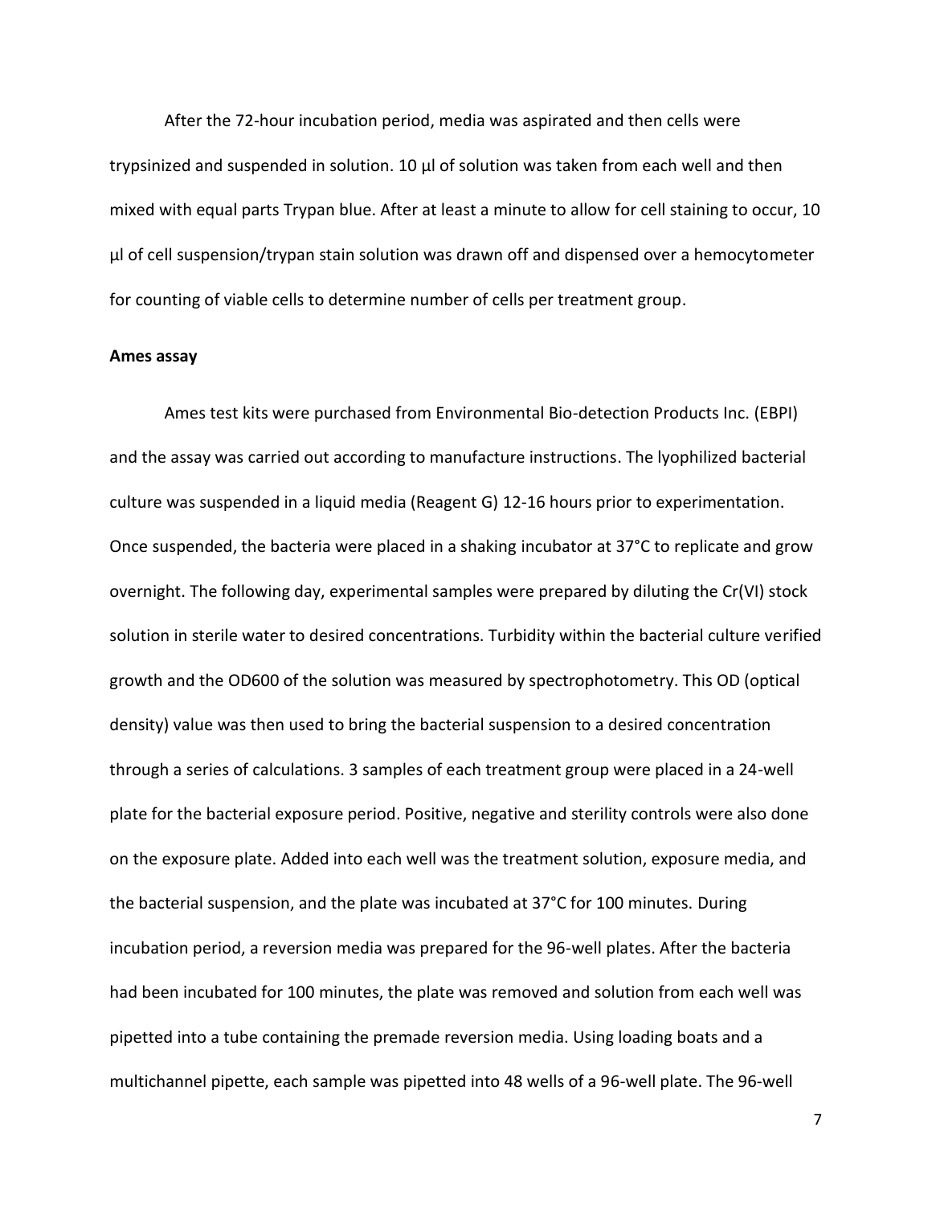After the 72-hour incubation period, media was aspirated and then cells were trypsinized and suspended in solution. 10 µl of solution was taken from each well and then mixed with equal parts Trypan blue. After at least a minute to allow for cell staining to occur, 10 µl of cell suspension/trypan stain solution was drawn off and dispensed over a hemocytometer for counting of viable cells to determine number of cells per treatment group.

**Ames assay**

Ames test kits were purchased from Environmental Bio-detection Products Inc. (EBPI) and the assay was carried out according to manufacture instructions. The lyophilized bacterial culture was suspended in a liquid media (Reagent G) 12-16 hours prior to experimentation. Once suspended, the bacteria were placed in a shaking incubator at 37°C to replicate and grow overnight. The following day, experimental samples were prepared by diluting the Cr(VI) stock solution in sterile water to desired concentrations. Turbidity within the bacterial culture verified growth and the OD600 of the solution was measured by spectrophotometry. This OD (optical density) value was then used to bring the bacterial suspension to a desired concentration through a series of calculations. 3 samples of each treatment group were placed in a 24-well plate for the bacterial exposure period. Positive, negative and sterility controls were also done on the exposure plate. Added into each well was the treatment solution, exposure media, and the bacterial suspension, and the plate was incubated at 37°C for 100 minutes. During incubation period, a reversion media was prepared for the 96-well plates. After the bacteria had been incubated for 100 minutes, the plate was removed and solution from each well was pipetted into a tube containing the premade reversion media. Using loading boats and a multichannel pipette, each sample was pipetted into 48 wells of a 96-well plate. The 96-well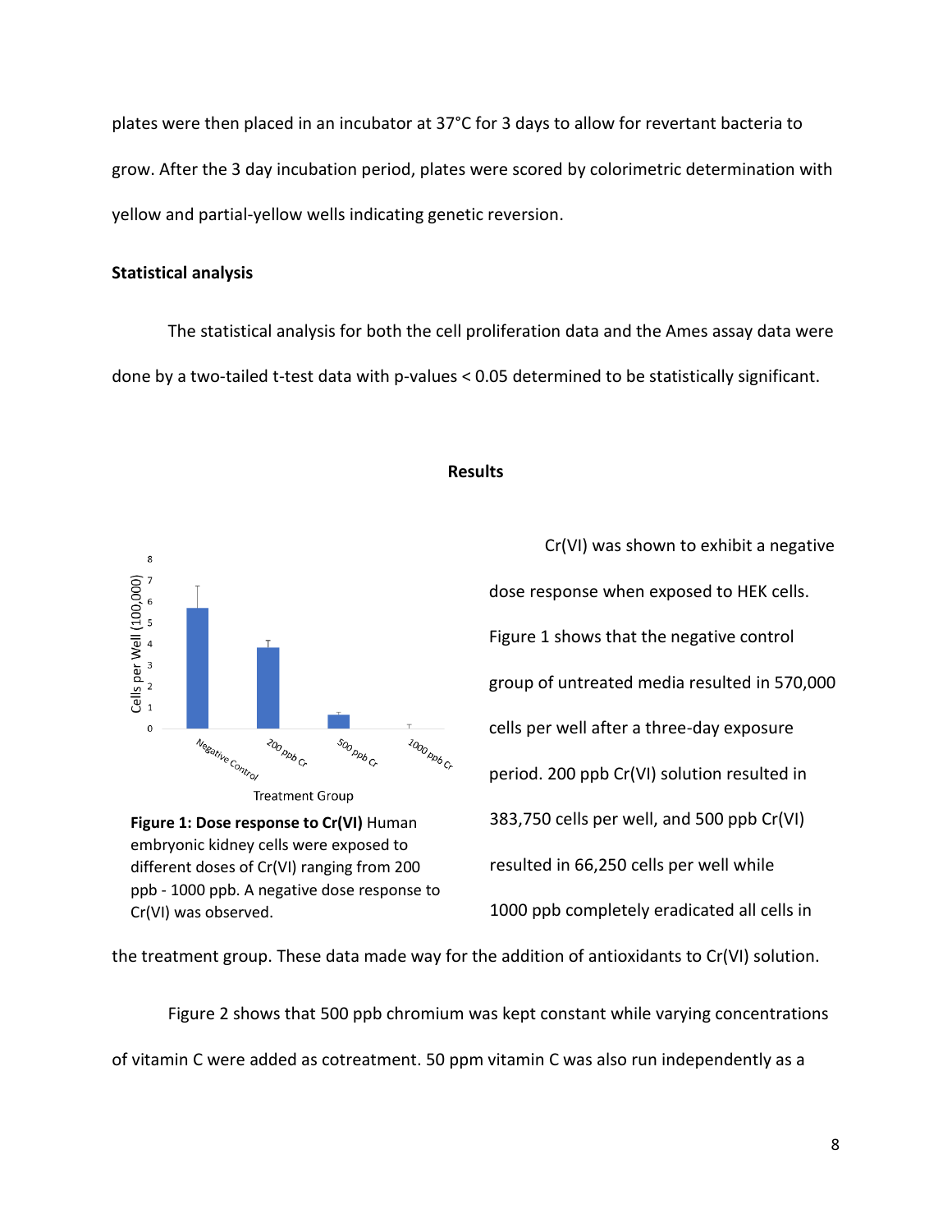plates were then placed in an incubator at 37°C for 3 days to allow for revertant bacteria to grow. After the 3 day incubation period, plates were scored by colorimetric determination with yellow and partial-yellow wells indicating genetic reversion.

**Statistical analysis**

The statistical analysis for both the cell proliferation data and the Ames assay data were done by a two-tailed t-test data with p-values < 0.05 determined to be statistically significant.

## Results

**Figure 1: Dose response to Cr(VI)** Human embryonic kidney cells were exposed to different doses of Cr(VI) ranging from 200 ppb - 1000 ppb. A negative dose response to Cr(VI) was observed.

Cr(VI) was shown to exhibit a negative dose response when exposed to HEK cells. Figure 1 shows that the negative control group of untreated media resulted in 570,000 cells per well after a three-day exposure period. 200 ppb Cr(VI) solution resulted in 383,750 cells per well, and 500 ppb Cr(VI) resulted in 66,250 cells per well while 1000 ppb completely eradicated all cells in the treatment group. These data made way for the addition of antioxidants to Cr(VI) solution.

Figure 2 shows that 500 ppb chromium was kept constant while varying concentrations of vitamin C were added as cotreatment. 50 ppm vitamin C was also run independently as a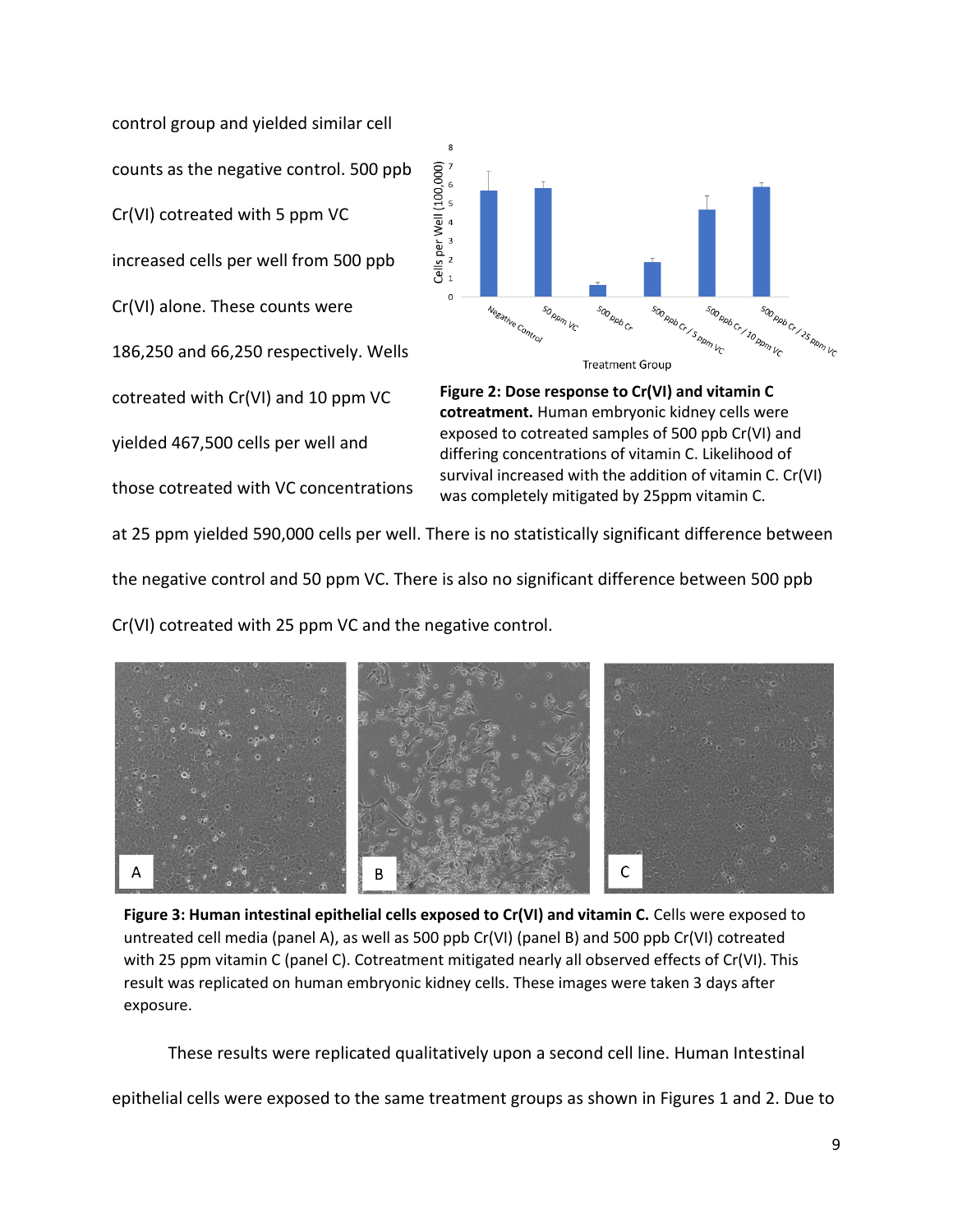control group and yielded similar cell counts as the negative control. 500 ppb Cr(VI) cotreated with 5 ppm VC increased cells per well from 500 ppb Cr(VI) alone. These counts were 186,250 and 66,250 respectively. Wells cotreated with Cr(VI) and 10 ppm VC yielded 467,500 cells per well and those cotreated with VC concentrations at 25 ppm yielded 590,000 cells per well. There is no statistically significant difference between the negative control and 50 ppm VC. There is also no significant difference between 500 ppb Cr(VI) cotreated with 25 ppm VC and the negative control.

**Figure 2: Dose response to Cr(VI) and vitamin C cotreatment.** Human embryonic kidney cells were exposed to cotreated samples of 500 ppb Cr(VI) and differing concentrations of vitamin C. Likelihood of survival increased with the addition of vitamin C. Cr(VI) was completely mitigated by 25ppm vitamin C.

**Figure 3: Human intestinal epithelial cells exposed to Cr(VI) and vitamin C.** Cells were exposed to untreated cell media (panel A), as well as 500 ppb Cr(VI) (panel B) and 500 ppb Cr(VI) cotreated with 25 ppm vitamin C (panel C). Cotreatment mitigated nearly all observed effects of Cr(VI). This result was replicated on human embryonic kidney cells. These images were taken 3 days after exposure.

These results were replicated qualitatively upon a second cell line. Human Intestinal epithelial cells were exposed to the same treatment groups as shown in Figures 1 and 2. Due to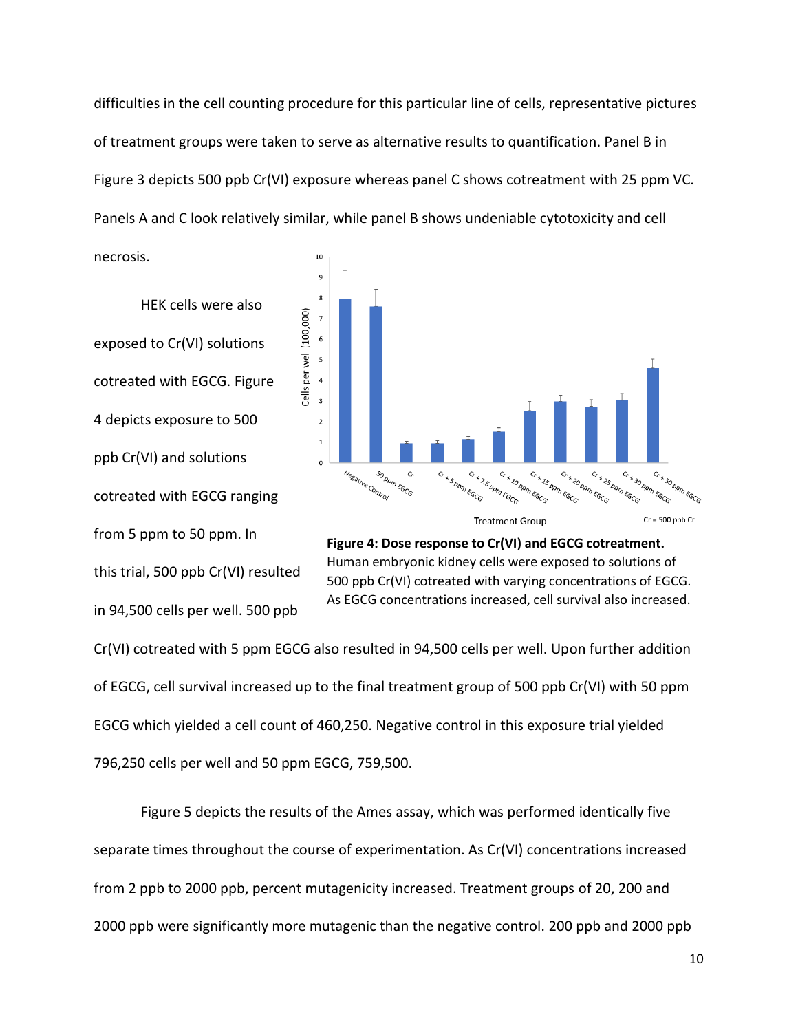difficulties in the cell counting procedure for this particular line of cells, representative pictures of treatment groups were taken to serve as alternative results to quantification. Panel B in Figure 3 depicts 500 ppb Cr(VI) exposure whereas panel C shows cotreatment with 25 ppm VC. Panels A and C look relatively similar, while panel B shows undeniable cytotoxicity and cell necrosis.

HEK cells were also exposed to Cr(VI) solutions cotreated with EGCG. Figure 4 depicts exposure to 500 ppb Cr(VI) and solutions cotreated with EGCG ranging from 5 ppm to 50 ppm. In this trial, 500 ppb Cr(VI) resulted in 94,500 cells per well. 500 ppb Cr(VI) cotreated with 5 ppm EGCG also resulted in 94,500 cells per well. Upon further addition of EGCG, cell survival increased up to the final treatment group of 500 ppb Cr(VI) with 50 ppm EGCG which yielded a cell count of 460,250. Negative control in this exposure trial yielded 796,250 cells per well and 50 ppm EGCG, 759,500.

**Figure 4: Dose response to Cr(VI) and EGCG cotreatment.** Human embryonic kidney cells were exposed to solutions of 500 ppb Cr(VI) cotreated with varying concentrations of EGCG. As EGCG concentrations increased, cell survival also increased.

Figure 5 depicts the results of the Ames assay, which was performed identically five separate times throughout the course of experimentation. As Cr(VI) concentrations increased from 2 ppb to 2000 ppb, percent mutagenicity increased. Treatment groups of 20, 200 and 2000 ppb were significantly more mutagenic than the negative control. 200 ppb and 2000 ppb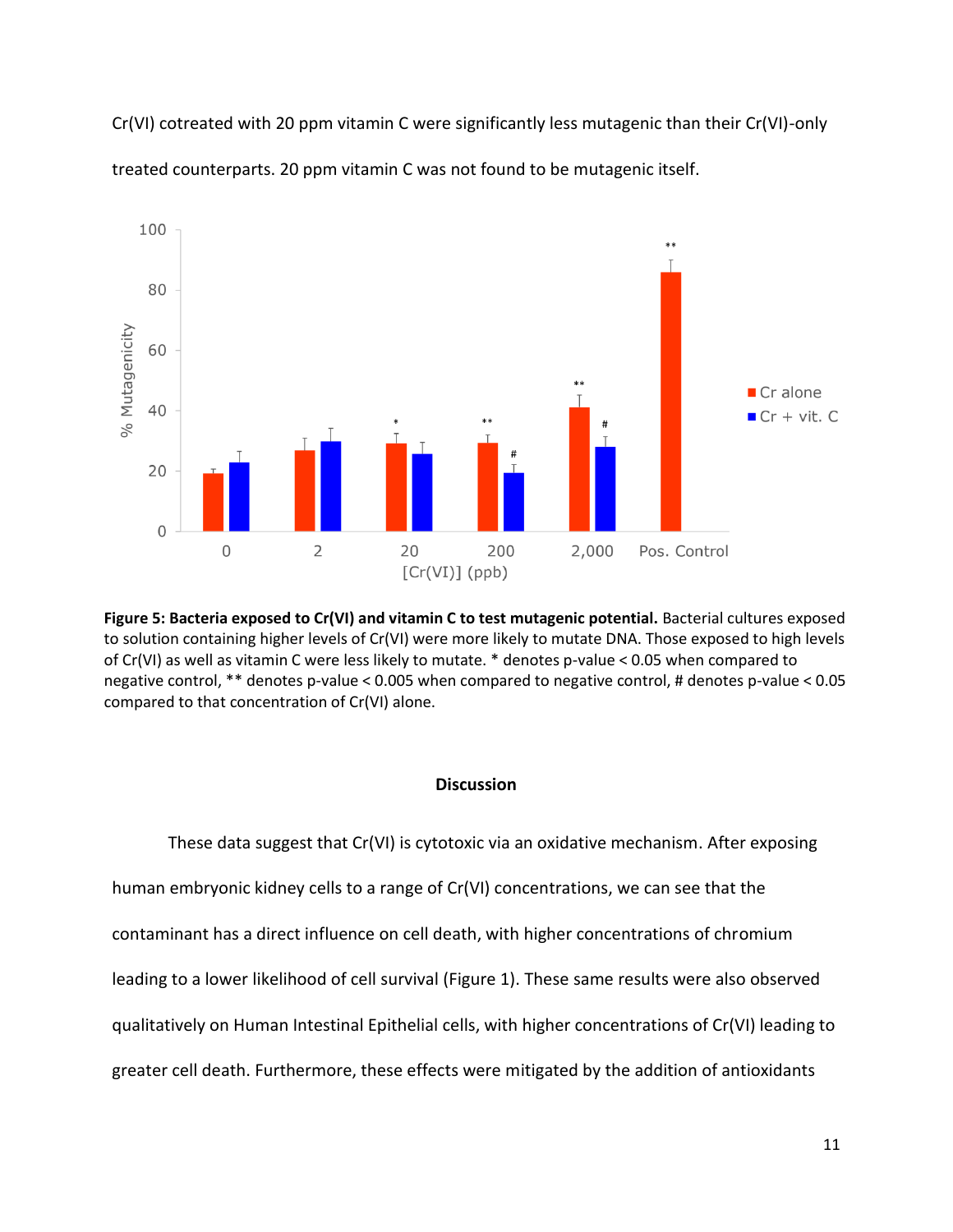Cr(VI) cotreated with 20 ppm vitamin C were significantly less mutagenic than their Cr(VI)-only treated counterparts. 20 ppm vitamin C was not found to be mutagenic itself.

**Figure 5: Bacteria exposed to Cr(VI) and vitamin C to test mutagenic potential.** Bacterial cultures exposed to solution containing higher levels of Cr(VI) were more likely to mutate DNA. Those exposed to high levels of Cr(VI) as well as vitamin C were less likely to mutate. * denotes p-value < 0.05 when compared to negative control, ** denotes p-value < 0.005 when compared to negative control, # denotes p-value < 0.05 compared to that concentration of Cr(VI) alone.

## Discussion

These data suggest that Cr(VI) is cytotoxic via an oxidative mechanism. After exposing human embryonic kidney cells to a range of Cr(VI) concentrations, we can see that the contaminant has a direct influence on cell death, with higher concentrations of chromium leading to a lower likelihood of cell survival (Figure 1). These same results were also observed qualitatively on Human Intestinal Epithelial cells, with higher concentrations of Cr(VI) leading to greater cell death. Furthermore, these effects were mitigated by the addition of antioxidants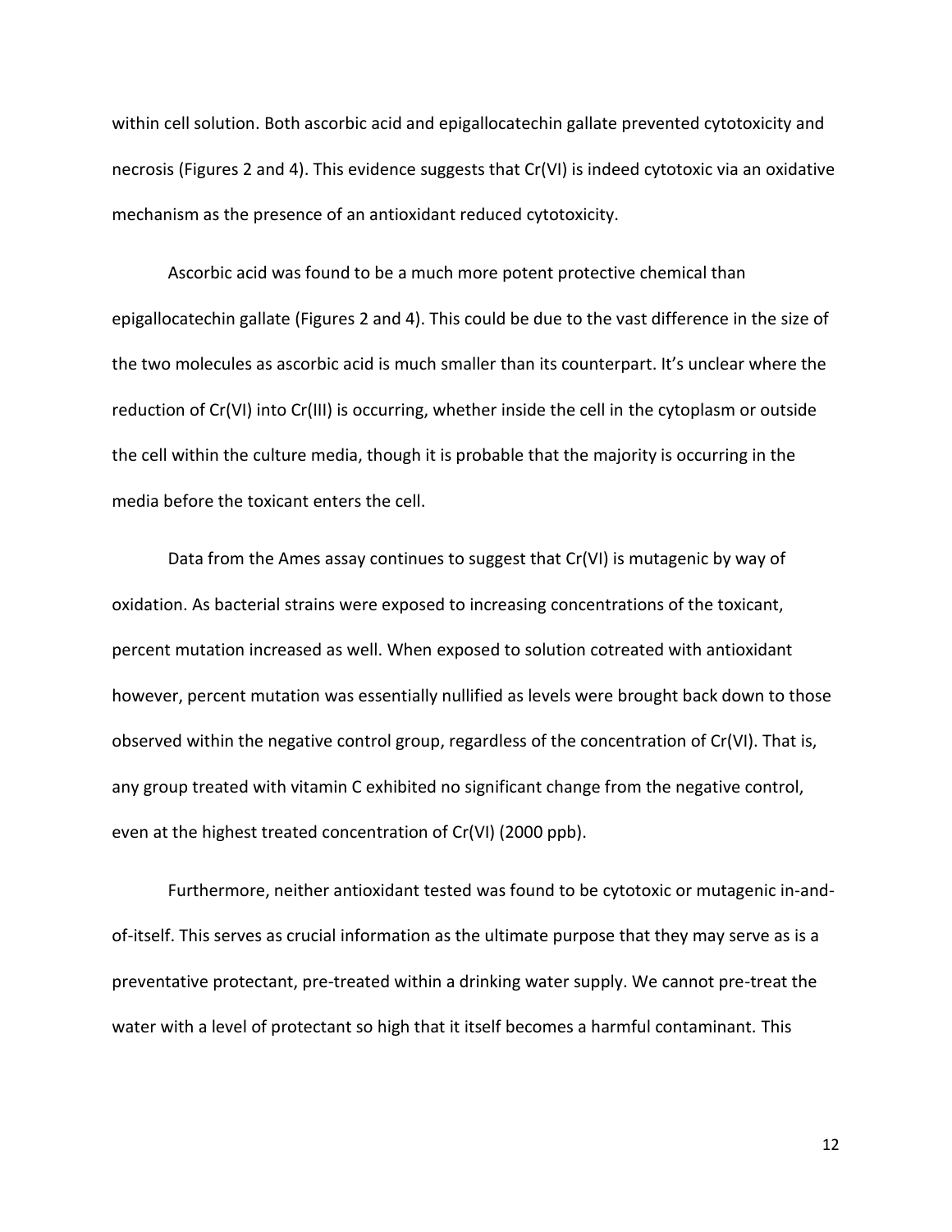within cell solution. Both ascorbic acid and epigallocatechin gallate prevented cytotoxicity and necrosis (Figures 2 and 4). This evidence suggests that Cr(VI) is indeed cytotoxic via an oxidative mechanism as the presence of an antioxidant reduced cytotoxicity.

Ascorbic acid was found to be a much more potent protective chemical than epigallocatechin gallate (Figures 2 and 4). This could be due to the vast difference in the size of the two molecules as ascorbic acid is much smaller than its counterpart. It's unclear where the reduction of Cr(VI) into Cr(III) is occurring, whether inside the cell in the cytoplasm or outside the cell within the culture media, though it is probable that the majority is occurring in the media before the toxicant enters the cell.

Data from the Ames assay continues to suggest that Cr(VI) is mutagenic by way of oxidation. As bacterial strains were exposed to increasing concentrations of the toxicant, percent mutation increased as well. When exposed to solution cotreated with antioxidant however, percent mutation was essentially nullified as levels were brought back down to those observed within the negative control group, regardless of the concentration of Cr(VI). That is, any group treated with vitamin C exhibited no significant change from the negative control, even at the highest treated concentration of Cr(VI) (2000 ppb).

Furthermore, neither antioxidant tested was found to be cytotoxic or mutagenic in-and-of-itself. This serves as crucial information as the ultimate purpose that they may serve as is a preventative protectant, pre-treated within a drinking water supply. We cannot pre-treat the water with a level of protectant so high that it itself becomes a harmful contaminant. This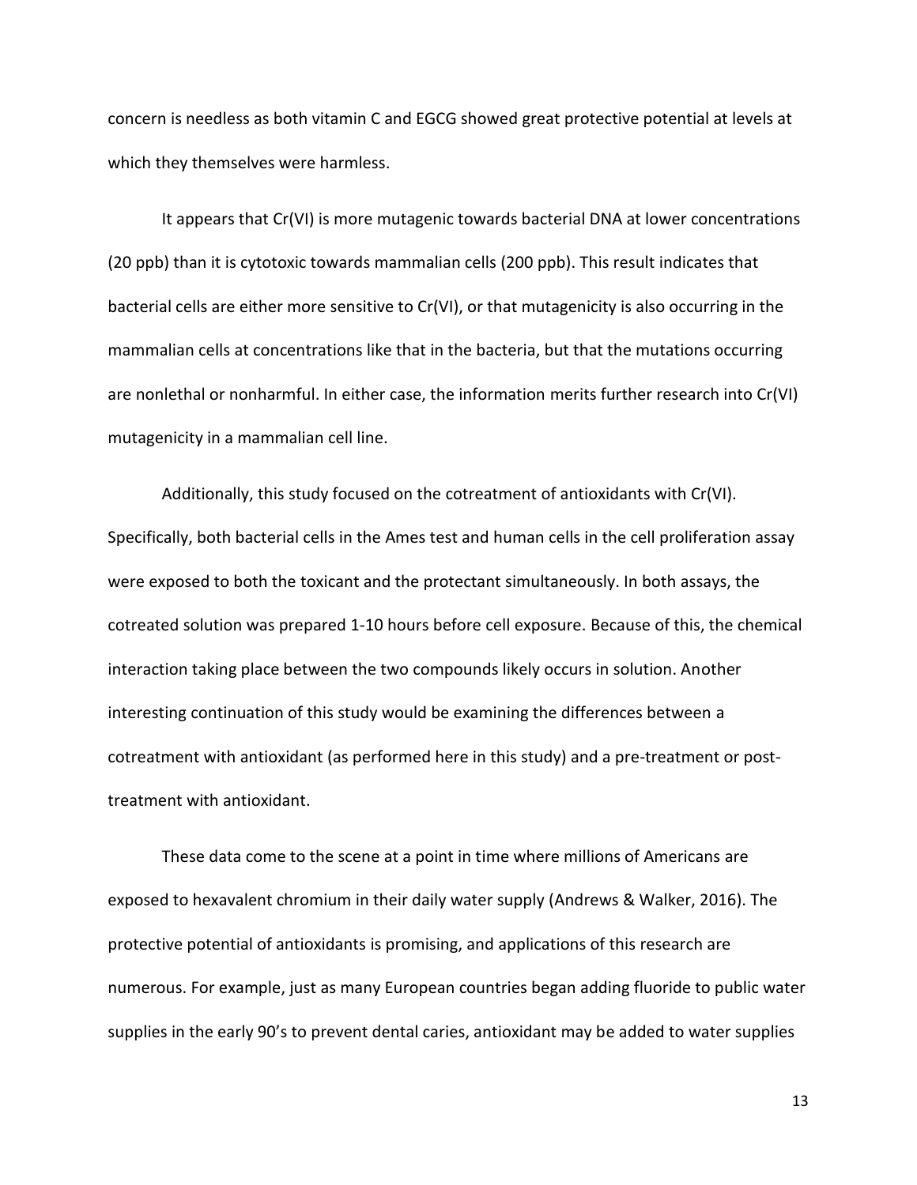concern is needless as both vitamin C and EGCG showed great protective potential at levels at which they themselves were harmless.

It appears that Cr(VI) is more mutagenic towards bacterial DNA at lower concentrations (20 ppb) than it is cytotoxic towards mammalian cells (200 ppb). This result indicates that bacterial cells are either more sensitive to Cr(VI), or that mutagenicity is also occurring in the mammalian cells at concentrations like that in the bacteria, but that the mutations occurring are nonlethal or nonharmful. In either case, the information merits further research into Cr(VI) mutagenicity in a mammalian cell line.

Additionally, this study focused on the cotreatment of antioxidants with Cr(VI). Specifically, both bacterial cells in the Ames test and human cells in the cell proliferation assay were exposed to both the toxicant and the protectant simultaneously. In both assays, the cotreated solution was prepared 1-10 hours before cell exposure. Because of this, the chemical interaction taking place between the two compounds likely occurs in solution. Another interesting continuation of this study would be examining the differences between a cotreatment with antioxidant (as performed here in this study) and a pre-treatment or post-treatment with antioxidant.

These data come to the scene at a point in time where millions of Americans are exposed to hexavalent chromium in their daily water supply (Andrews & Walker, 2016). The protective potential of antioxidants is promising, and applications of this research are numerous. For example, just as many European countries began adding fluoride to public water supplies in the early 90's to prevent dental caries, antioxidant may be added to water supplies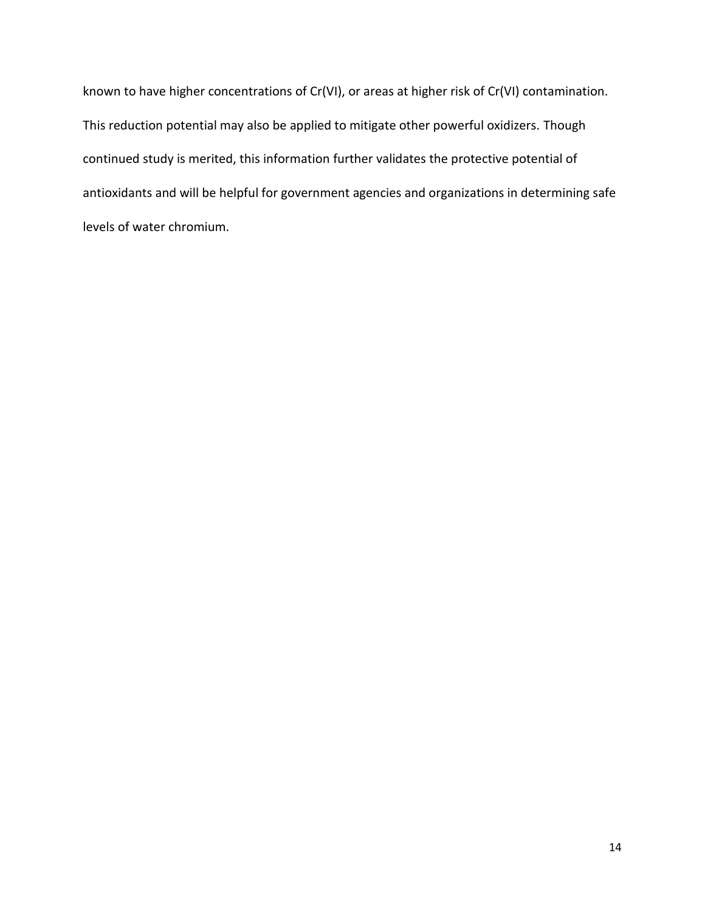known to have higher concentrations of Cr(VI), or areas at higher risk of Cr(VI) contamination. This reduction potential may also be applied to mitigate other powerful oxidizers. Though continued study is merited, this information further validates the protective potential of antioxidants and will be helpful for government agencies and organizations in determining safe levels of water chromium.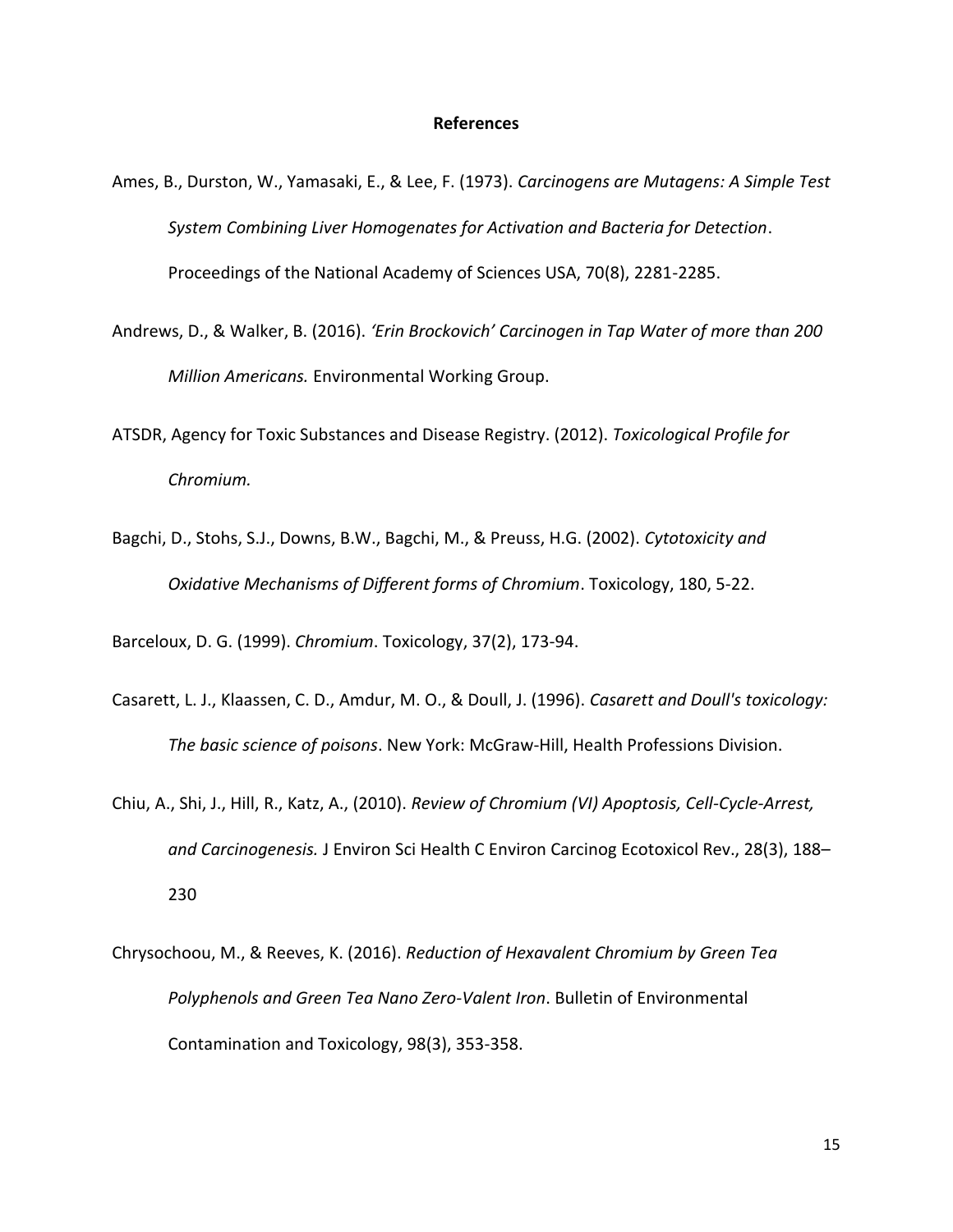## References

Ames, B., Durston, W., Yamasaki, E., & Lee, F. (1973). *Carcinogens are Mutagens: A Simple Test System Combining Liver Homogenates for Activation and Bacteria for Detection*. Proceedings of the National Academy of Sciences USA, 70(8), 2281-2285.

Andrews, D., & Walker, B. (2016). *'Erin Brockovich' Carcinogen in Tap Water of more than 200 Million Americans.* Environmental Working Group.

ATSDR, Agency for Toxic Substances and Disease Registry. (2012). *Toxicological Profile for Chromium.*

Bagchi, D., Stohs, S.J., Downs, B.W., Bagchi, M., & Preuss, H.G. (2002). *Cytotoxicity and Oxidative Mechanisms of Different forms of Chromium*. Toxicology, 180, 5-22.

Barceloux, D. G. (1999). *Chromium*. Toxicology, 37(2), 173-94.

Casarett, L. J., Klaassen, C. D., Amdur, M. O., & Doull, J. (1996). *Casarett and Doull's toxicology: The basic science of poisons*. New York: McGraw-Hill, Health Professions Division.

Chiu, A., Shi, J., Hill, R., Katz, A., (2010). *Review of Chromium (VI) Apoptosis, Cell-Cycle-Arrest, and Carcinogenesis.* J Environ Sci Health C Environ Carcinog Ecotoxicol Rev., 28(3), 188–230

Chrysochoou, M., & Reeves, K. (2016). *Reduction of Hexavalent Chromium by Green Tea Polyphenols and Green Tea Nano Zero-Valent Iron*. Bulletin of Environmental Contamination and Toxicology, 98(3), 353-358.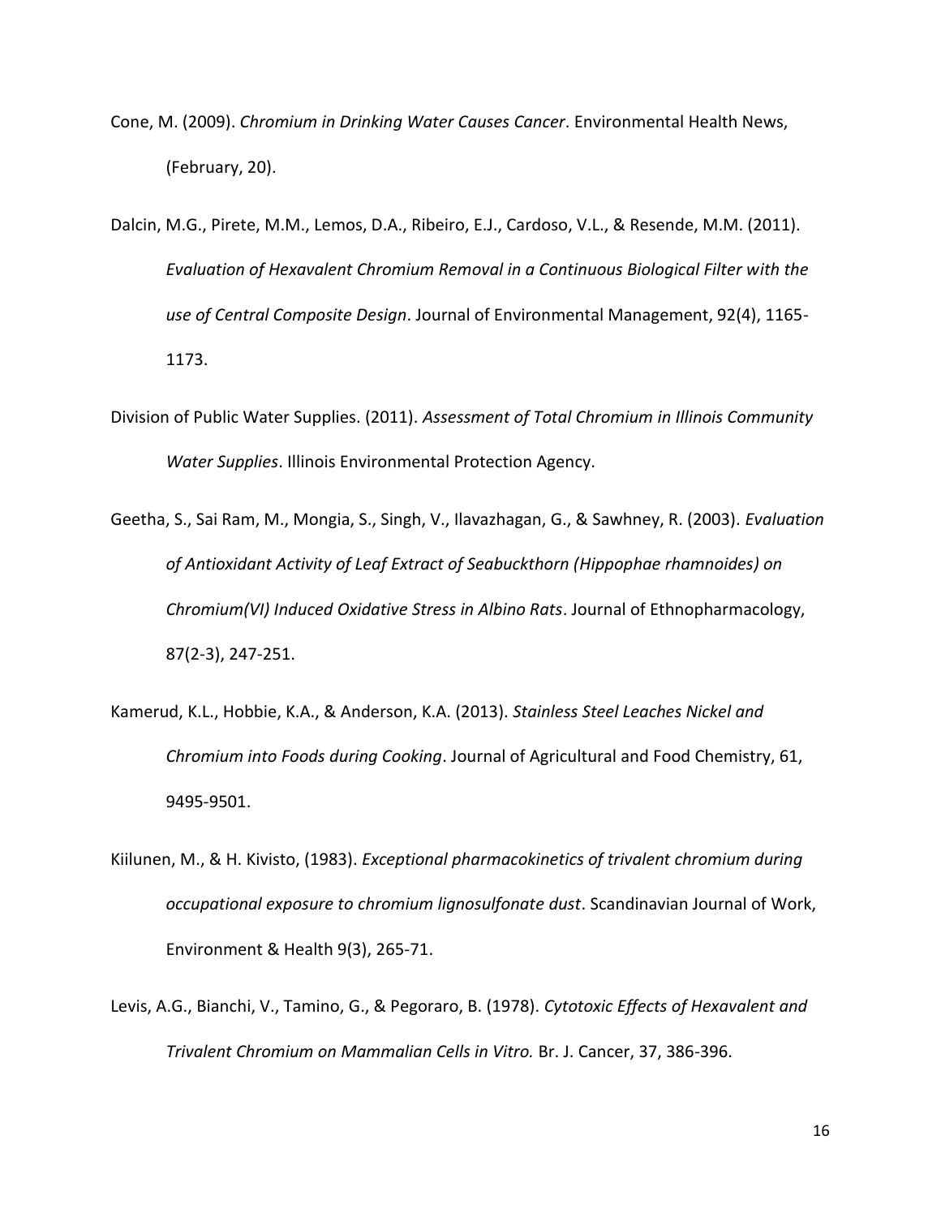Cone, M. (2009). *Chromium in Drinking Water Causes Cancer*. Environmental Health News, (February, 20).

Dalcin, M.G., Pirete, M.M., Lemos, D.A., Ribeiro, E.J., Cardoso, V.L., & Resende, M.M. (2011). *Evaluation of Hexavalent Chromium Removal in a Continuous Biological Filter with the use of Central Composite Design*. Journal of Environmental Management, 92(4), 1165-1173.

Division of Public Water Supplies. (2011). *Assessment of Total Chromium in Illinois Community Water Supplies*. Illinois Environmental Protection Agency.

Geetha, S., Sai Ram, M., Mongia, S., Singh, V., Ilavazhagan, G., & Sawhney, R. (2003). *Evaluation of Antioxidant Activity of Leaf Extract of Seabuckthorn (Hippophae rhamnoides) on Chromium(VI) Induced Oxidative Stress in Albino Rats*. Journal of Ethnopharmacology, 87(2-3), 247-251.

Kamerud, K.L., Hobbie, K.A., & Anderson, K.A. (2013). *Stainless Steel Leaches Nickel and Chromium into Foods during Cooking*. Journal of Agricultural and Food Chemistry, 61, 9495-9501.

Kiilunen, M., & H. Kivisto, (1983). *Exceptional pharmacokinetics of trivalent chromium during occupational exposure to chromium lignosulfonate dust*. Scandinavian Journal of Work, Environment & Health 9(3), 265-71.

Levis, A.G., Bianchi, V., Tamino, G., & Pegoraro, B. (1978). *Cytotoxic Effects of Hexavalent and Trivalent Chromium on Mammalian Cells in Vitro.* Br. J. Cancer, 37, 386-396.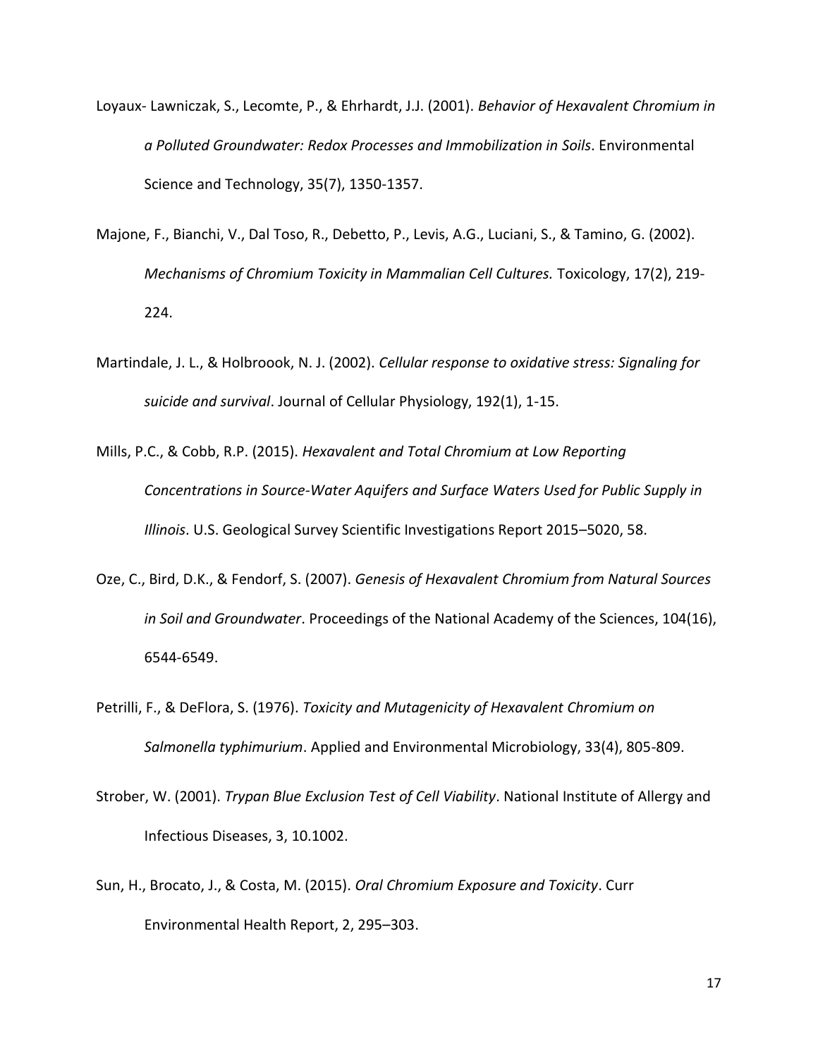Loyaux- Lawniczak, S., Lecomte, P., & Ehrhardt, J.J. (2001). *Behavior of Hexavalent Chromium in a Polluted Groundwater: Redox Processes and Immobilization in Soils*. Environmental Science and Technology, 35(7), 1350-1357.

Majone, F., Bianchi, V., Dal Toso, R., Debetto, P., Levis, A.G., Luciani, S., & Tamino, G. (2002). *Mechanisms of Chromium Toxicity in Mammalian Cell Cultures.* Toxicology, 17(2), 219-224.

Martindale, J. L., & Holbroook, N. J. (2002). *Cellular response to oxidative stress: Signaling for suicide and survival*. Journal of Cellular Physiology, 192(1), 1-15.

Mills, P.C., & Cobb, R.P. (2015). *Hexavalent and Total Chromium at Low Reporting Concentrations in Source-Water Aquifers and Surface Waters Used for Public Supply in Illinois*. U.S. Geological Survey Scientific Investigations Report 2015–5020, 58.

Oze, C., Bird, D.K., & Fendorf, S. (2007). *Genesis of Hexavalent Chromium from Natural Sources in Soil and Groundwater*. Proceedings of the National Academy of the Sciences, 104(16), 6544-6549.

Petrilli, F., & DeFlora, S. (1976). *Toxicity and Mutagenicity of Hexavalent Chromium on Salmonella typhimurium*. Applied and Environmental Microbiology, 33(4), 805-809.

Strober, W. (2001). *Trypan Blue Exclusion Test of Cell Viability*. National Institute of Allergy and Infectious Diseases, 3, 10.1002.

Sun, H., Brocato, J., & Costa, M. (2015). *Oral Chromium Exposure and Toxicity*. Curr Environmental Health Report, 2, 295–303.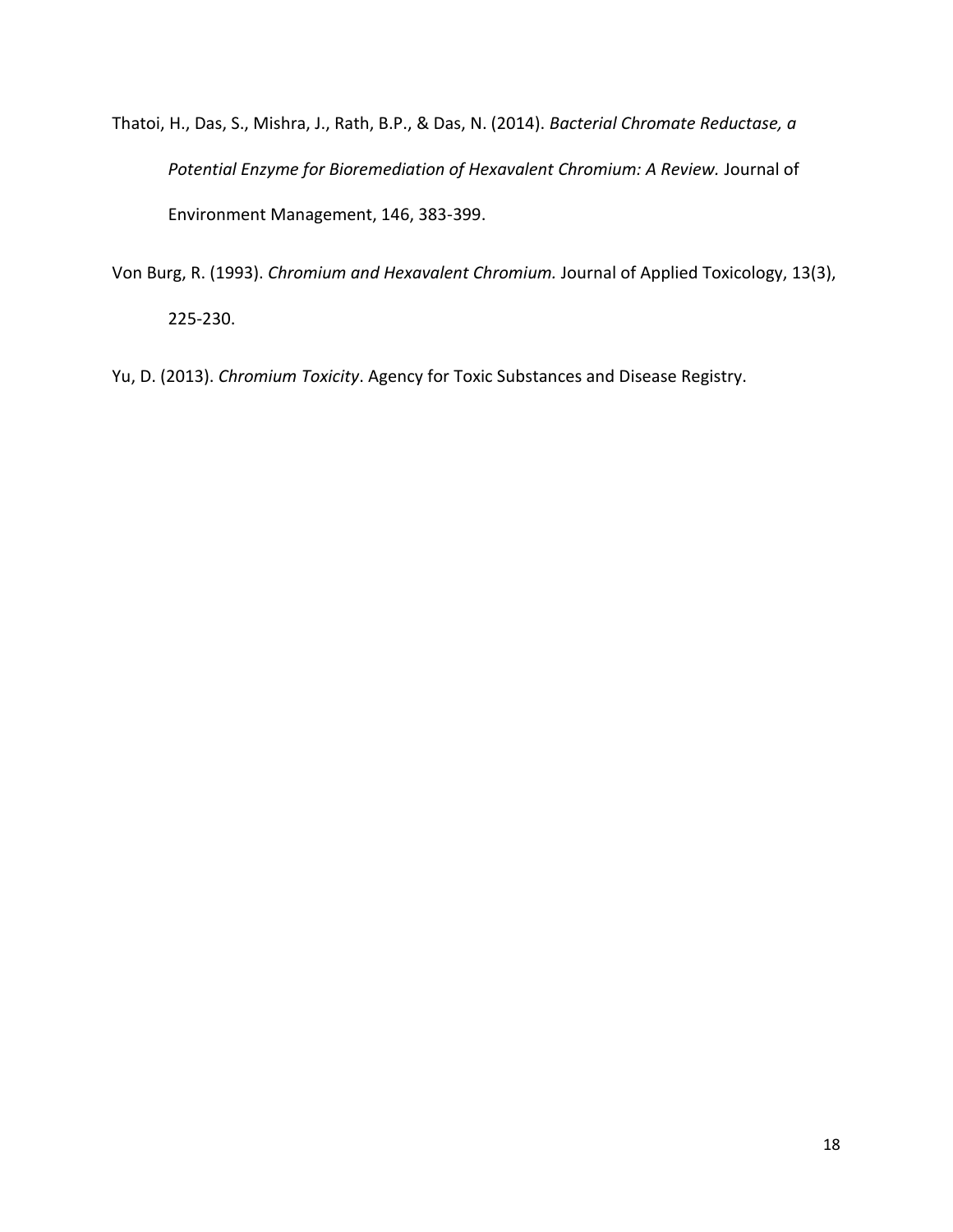Thatoi, H., Das, S., Mishra, J., Rath, B.P., & Das, N. (2014). *Bacterial Chromate Reductase, a Potential Enzyme for Bioremediation of Hexavalent Chromium: A Review.* Journal of Environment Management, 146, 383-399.

Von Burg, R. (1993). *Chromium and Hexavalent Chromium.* Journal of Applied Toxicology, 13(3), 225-230.

Yu, D. (2013). *Chromium Toxicity*. Agency for Toxic Substances and Disease Registry.